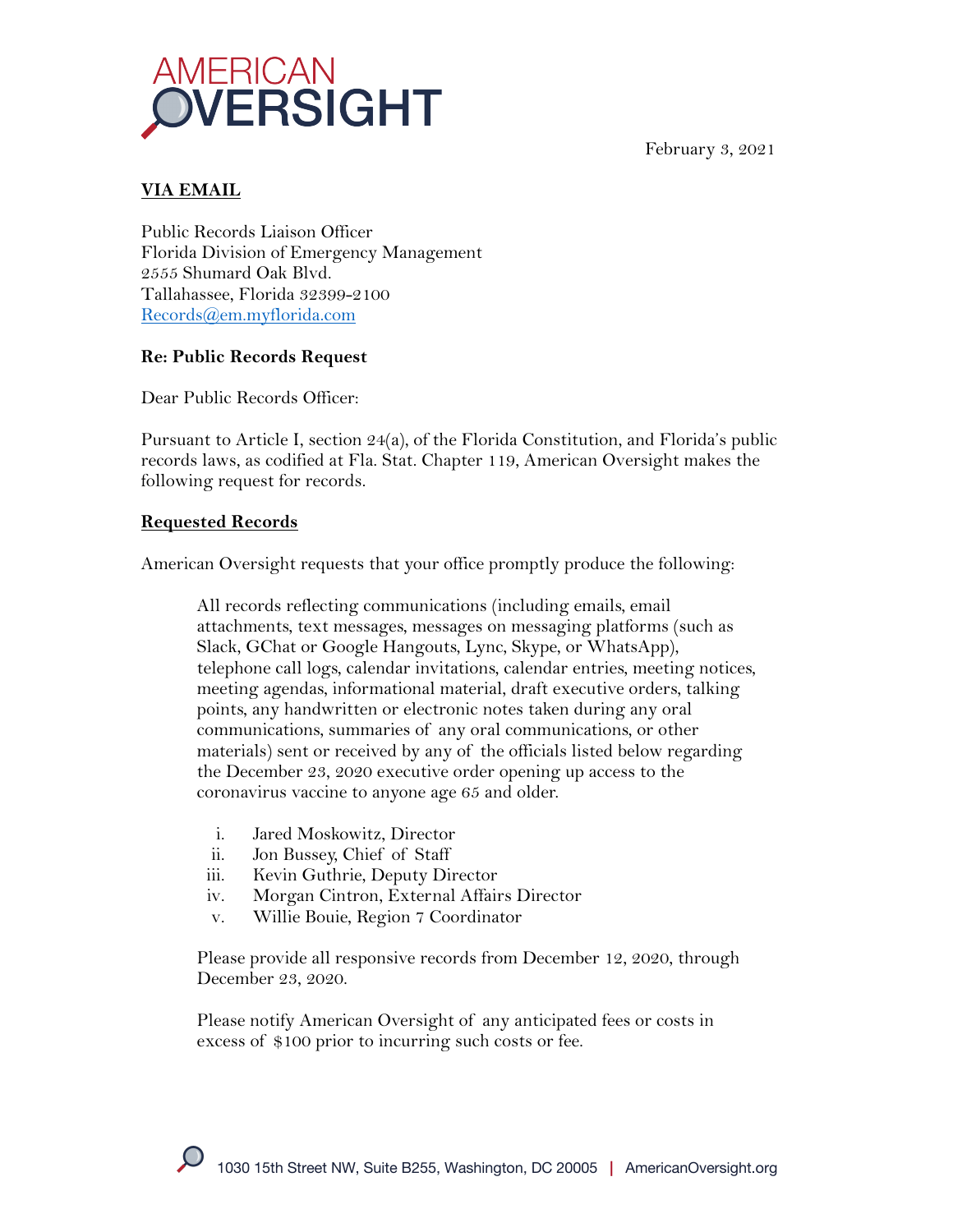AMERICAN OVERSIGHT

February 3, 2021

**VIA EMAIL**

Public Records Liaison Officer
Florida Division of Emergency Management
2555 Shumard Oak Blvd.
Tallahassee, Florida 32399-2100
Records@em.myflorida.com

**Re: Public Records Request**

Dear Public Records Officer:

Pursuant to Article I, section 24(a), of the Florida Constitution, and Florida's public records laws, as codified at Fla. Stat. Chapter 119, American Oversight makes the following request for records.

**Requested Records**

American Oversight requests that your office promptly produce the following:

> All records reflecting communications (including emails, email attachments, text messages, messages on messaging platforms (such as Slack, GChat or Google Hangouts, Lync, Skype, or WhatsApp), telephone call logs, calendar invitations, calendar entries, meeting notices, meeting agendas, informational material, draft executive orders, talking points, any handwritten or electronic notes taken during any oral communications, summaries of any oral communications, or other materials) sent or received by any of the officials listed below regarding the December 23, 2020 executive order opening up access to the coronavirus vaccine to anyone age 65 and older.
>
> i. Jared Moskowitz, Director
> ii. Jon Bussey, Chief of Staff
> iii. Kevin Guthrie, Deputy Director
> iv. Morgan Cintron, External Affairs Director
> v. Willie Bouie, Region 7 Coordinator
>
> Please provide all responsive records from December 12, 2020, through December 23, 2020.
>
> Please notify American Oversight of any anticipated fees or costs in excess of $100 prior to incurring such costs or fee.

1030 15th Street NW, Suite B255, Washington, DC 20005 | AmericanOversight.org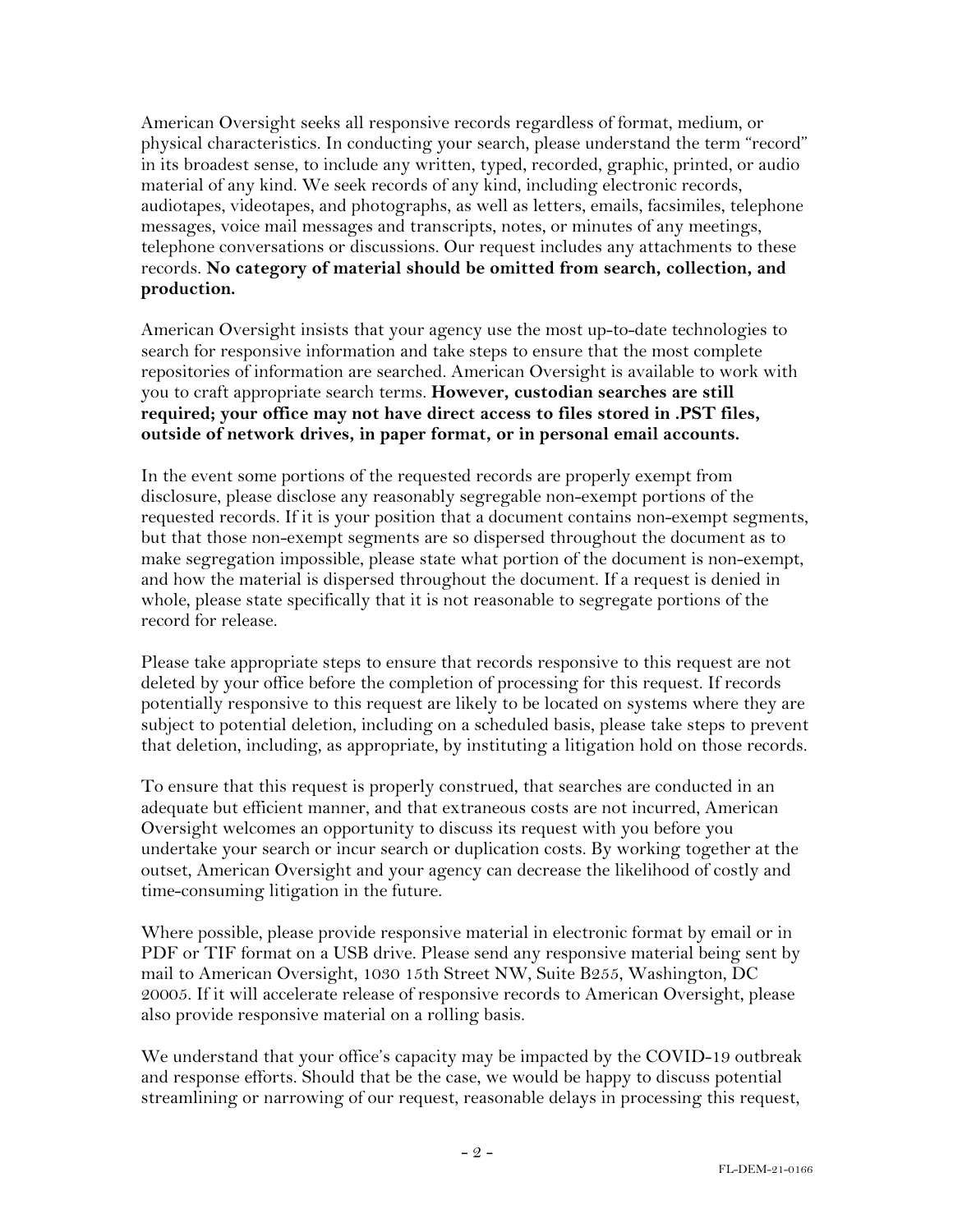American Oversight seeks all responsive records regardless of format, medium, or physical characteristics. In conducting your search, please understand the term "record" in its broadest sense, to include any written, typed, recorded, graphic, printed, or audio material of any kind. We seek records of any kind, including electronic records, audiotapes, videotapes, and photographs, as well as letters, emails, facsimiles, telephone messages, voice mail messages and transcripts, notes, or minutes of any meetings, telephone conversations or discussions. Our request includes any attachments to these records. **No category of material should be omitted from search, collection, and production.**

American Oversight insists that your agency use the most up-to-date technologies to search for responsive information and take steps to ensure that the most complete repositories of information are searched. American Oversight is available to work with you to craft appropriate search terms. **However, custodian searches are still required; your office may not have direct access to files stored in .PST files, outside of network drives, in paper format, or in personal email accounts.**

In the event some portions of the requested records are properly exempt from disclosure, please disclose any reasonably segregable non-exempt portions of the requested records. If it is your position that a document contains non-exempt segments, but that those non-exempt segments are so dispersed throughout the document as to make segregation impossible, please state what portion of the document is non-exempt, and how the material is dispersed throughout the document. If a request is denied in whole, please state specifically that it is not reasonable to segregate portions of the record for release.

Please take appropriate steps to ensure that records responsive to this request are not deleted by your office before the completion of processing for this request. If records potentially responsive to this request are likely to be located on systems where they are subject to potential deletion, including on a scheduled basis, please take steps to prevent that deletion, including, as appropriate, by instituting a litigation hold on those records.

To ensure that this request is properly construed, that searches are conducted in an adequate but efficient manner, and that extraneous costs are not incurred, American Oversight welcomes an opportunity to discuss its request with you before you undertake your search or incur search or duplication costs. By working together at the outset, American Oversight and your agency can decrease the likelihood of costly and time-consuming litigation in the future.

Where possible, please provide responsive material in electronic format by email or in PDF or TIF format on a USB drive. Please send any responsive material being sent by mail to American Oversight, 1030 15th Street NW, Suite B255, Washington, DC 20005. If it will accelerate release of responsive records to American Oversight, please also provide responsive material on a rolling basis.

We understand that your office's capacity may be impacted by the COVID-19 outbreak and response efforts. Should that be the case, we would be happy to discuss potential streamlining or narrowing of our request, reasonable delays in processing this request,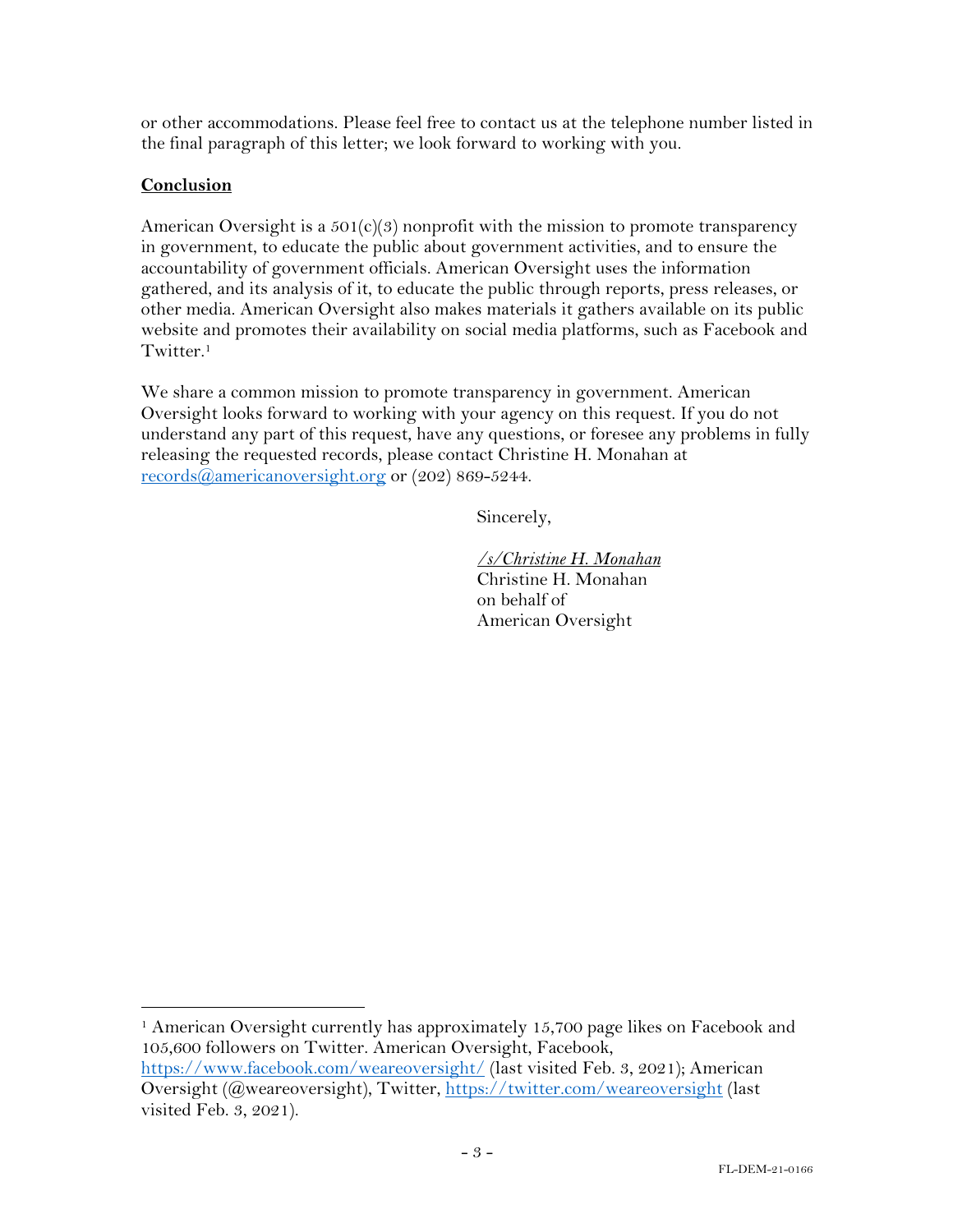or other accommodations. Please feel free to contact us at the telephone number listed in the final paragraph of this letter; we look forward to working with you.

**Conclusion**

American Oversight is a 501(c)(3) nonprofit with the mission to promote transparency in government, to educate the public about government activities, and to ensure the accountability of government officials. American Oversight uses the information gathered, and its analysis of it, to educate the public through reports, press releases, or other media. American Oversight also makes materials it gathers available on its public website and promotes their availability on social media platforms, such as Facebook and Twitter.[1]

We share a common mission to promote transparency in government. American Oversight looks forward to working with your agency on this request. If you do not understand any part of this request, have any questions, or foresee any problems in fully releasing the requested records, please contact Christine H. Monahan at records@americanoversight.org or (202) 869-5244.

Sincerely,

*/s/Christine H. Monahan*
Christine H. Monahan
on behalf of
American Oversight

[1] American Oversight currently has approximately 15,700 page likes on Facebook and 105,600 followers on Twitter. American Oversight, Facebook, https://www.facebook.com/weareoversight/ (last visited Feb. 3, 2021); American Oversight (@weareoversight), Twitter, https://twitter.com/weareoversight (last visited Feb. 3, 2021).

FL-DEM-21-0166